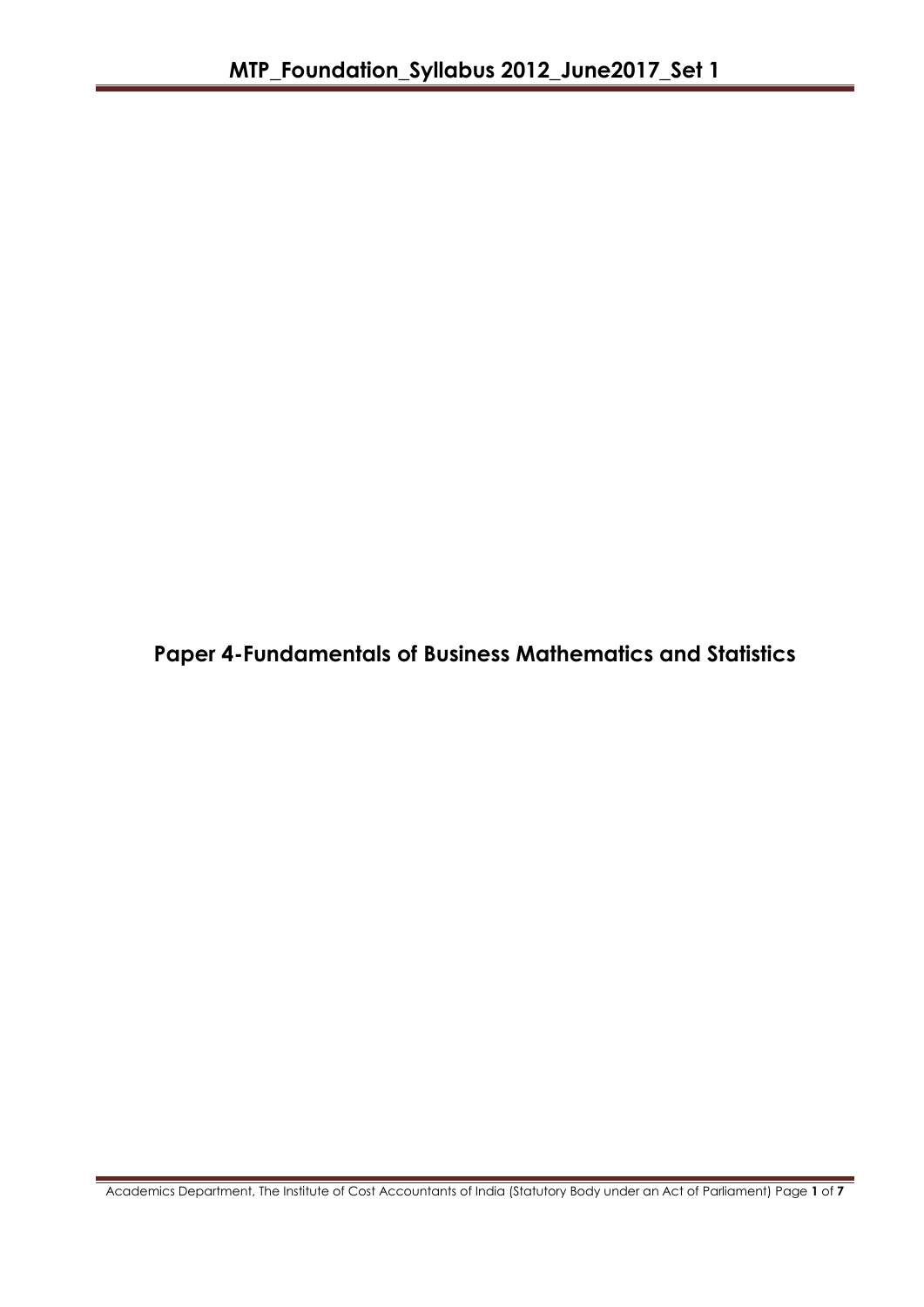# Paper 4-Fundamentals of Business Mathematics and Statistics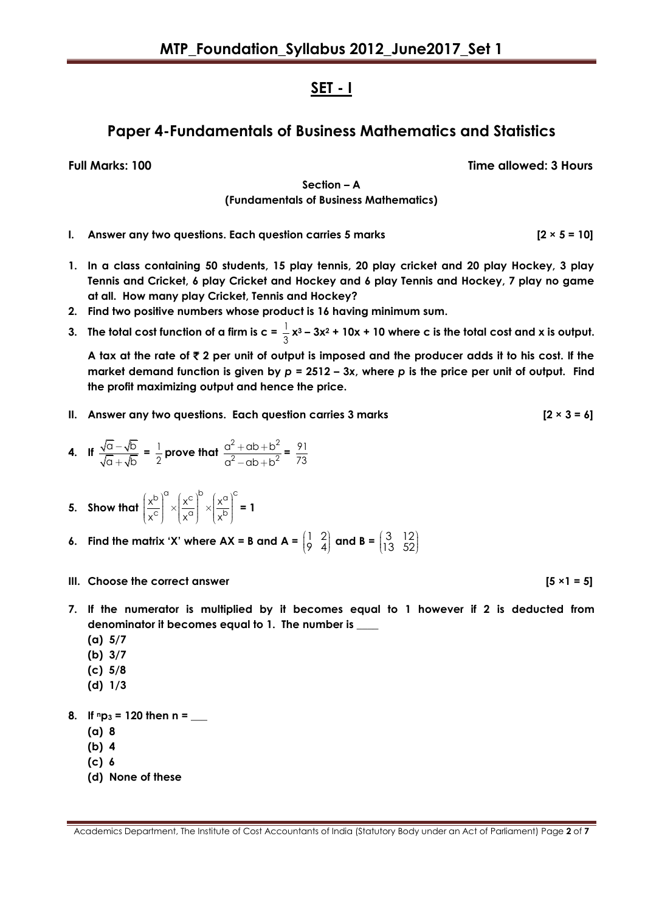## SET - I

# Paper 4-Fundamentals of Business Mathematics and Statistics

**Full Marks: 100** **Time allowed: 3 Hours**

**Section – A**
**(Fundamentals of Business Mathematics)**

**I. Answer any two questions. Each question carries 5 marks [2 × 5 = 10]**

1. **In a class containing 50 students, 15 play tennis, 20 play cricket and 20 play Hockey, 3 play Tennis and Cricket, 6 play Cricket and Hockey and 6 play Tennis and Hockey, 7 play no game at all. How many play Cricket, Tennis and Hockey?**
2. **Find two positive numbers whose product is 16 having minimum sum.**
3. **The total cost function of a firm is c = $\frac{1}{3}x^3 - 3x^2 + 10x + 10$ where c is the total cost and x is output.**

   **A tax at the rate of ₹ 2 per unit of output is imposed and the producer adds it to his cost. If the market demand function is given by $p = 2512 - 3x$, where $p$ is the price per unit of output. Find the profit maximizing output and hence the price.**

**II. Answer any two questions. Each question carries 3 marks [2 × 3 = 6]**

4. **If $\frac{\sqrt{a}-\sqrt{b}}{\sqrt{a}+\sqrt{b}} = \frac{1}{2}$ prove that $\frac{a^2+ab+b^2}{a^2-ab+b^2} = \frac{91}{73}$**

5. **Show that $\left(\frac{x^b}{x^c}\right)^a \times \left(\frac{x^c}{x^a}\right)^b \times \left(\frac{x^a}{x^b}\right)^c = 1$**

6. **Find the matrix 'X' where AX = B and A = $\begin{pmatrix} 1 & 2 \\ 9 & 4 \end{pmatrix}$ and B = $\begin{pmatrix} 3 & 12 \\ 13 & 52 \end{pmatrix}$**

**III. Choose the correct answer [5 ×1 = 5]**

7. **If the numerator is multiplied by it becomes equal to 1 however if 2 is deducted from denominator it becomes equal to 1. The number is ____**
   - **(a) 5/7**
   - **(b) 3/7**
   - **(c) 5/8**
   - **(d) 1/3**

8. **If $^np_3 = 120$ then n = ___**
   - **(a) 8**
   - **(b) 4**
   - **(c) 6**
   - **(d) None of these**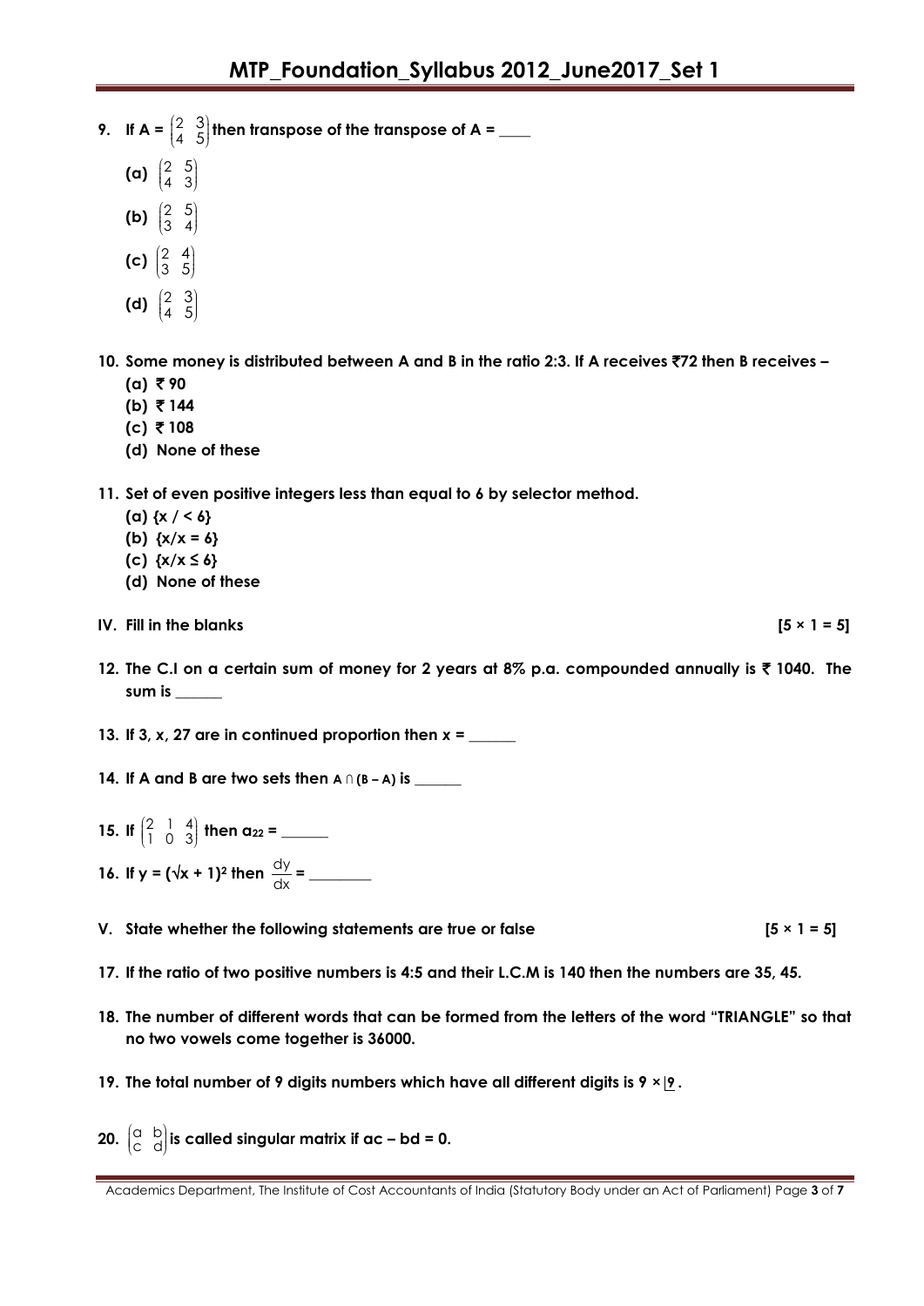**9. If A = $\begin{pmatrix} 2 & 3 \\ 4 & 5 \end{pmatrix}$ then transpose of the transpose of A = ____**

**(a)** $\begin{pmatrix} 2 & 5 \\ 4 & 3 \end{pmatrix}$

**(b)** $\begin{pmatrix} 2 & 5 \\ 3 & 4 \end{pmatrix}$

**(c)** $\begin{pmatrix} 2 & 4 \\ 3 & 5 \end{pmatrix}$

**(d)** $\begin{pmatrix} 2 & 3 \\ 4 & 5 \end{pmatrix}$

**10. Some money is distributed between A and B in the ratio 2:3. If A receives ₹72 then B receives –**

**(a) ₹ 90**

**(b) ₹ 144**

**(c) ₹ 108**

**(d) None of these**

**11. Set of even positive integers less than equal to 6 by selector method.**

**(a) {x / < 6}**

**(b) {x/x = 6}**

**(c) {x/x ≤ 6}**

**(d) None of these**

**IV. Fill in the blanks** **[5 × 1 = 5]**

**12. The C.I on a certain sum of money for 2 years at 8% p.a. compounded annually is ₹ 1040. The sum is ______**

**13. If 3, x, 27 are in continued proportion then x = ______**

**14. If A and B are two sets then A ∩ (B – A) is ______**

**15. If $\begin{pmatrix} 2 & 1 & 4 \\ 1 & 0 & 3 \end{pmatrix}$ then $a_{22}$ = ______**

**16. If y = $(\sqrt{x} + 1)^2$ then $\frac{dy}{dx}$ = ________**

**V. State whether the following statements are true or false** **[5 × 1 = 5]**

**17. If the ratio of two positive numbers is 4:5 and their L.C.M is 140 then the numbers are 35, 45.**

**18. The number of different words that can be formed from the letters of the word "TRIANGLE" so that no two vowels come together is 36000.**

**19. The total number of 9 digits numbers which have all different digits is 9 × $\lfloor 9$ .**

**20. $\begin{pmatrix} a & b \\ c & d \end{pmatrix}$ is called singular matrix if ac – bd = 0.**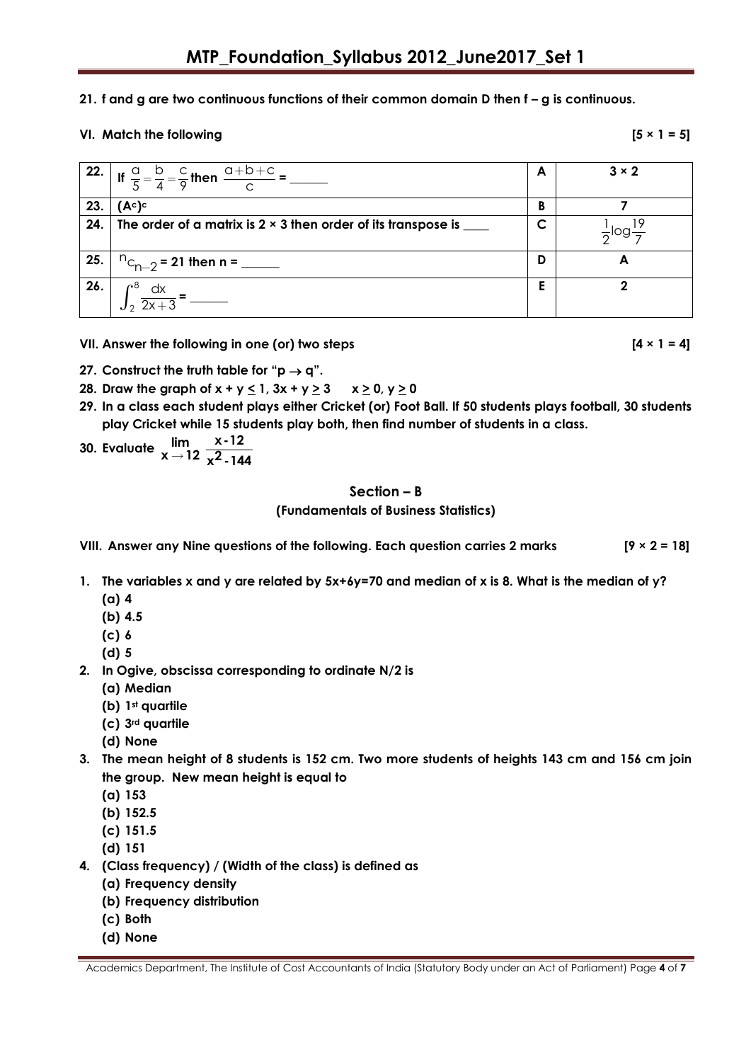**21. f and g are two continuous functions of their common domain D then f – g is continuous.**

**VI. Match the following [5 × 1 = 5]**

| | | | |
|---|---|---|---|
| **22.** | If $\frac{a}{5}=\frac{b}{4}=\frac{c}{9}$ then $\frac{a+b+c}{c}$ = ______ | **A** | **3 × 2** |
| **23.** | **$(A^c)^c$** | **B** | **7** |
| **24.** | **The order of a matrix is 2 × 3 then order of its transpose is ____** | **C** | $\frac{1}{2}\log\frac{19}{7}$ |
| **25.** | $^nc_{n-2}$ **= 21 then n = ______** | **D** | **A** |
| **26.** | $\int_2^8 \frac{dx}{2x+3}$ = ______ | **E** | **2** |

**VII. Answer the following in one (or) two steps [4 × 1 = 4]**

**27. Construct the truth table for "$p \rightarrow q$".**

**28. Draw the graph of $x + y \leq 1$, $3x + y \geq 3$ $x \geq 0$, $y \geq 0$**

**29. In a class each student plays either Cricket (or) Foot Ball. If 50 students plays football, 30 students play Cricket while 15 students play both, then find number of students in a class.**

**30. Evaluate $\lim\limits_{x \to 12} \frac{x-12}{x^2-144}$**

## Section – B

### (Fundamentals of Business Statistics)

**VIII. Answer any Nine questions of the following. Each question carries 2 marks [9 × 2 = 18]**

**1. The variables x and y are related by 5x+6y=70 and median of x is 8. What is the median of y?**
   - **(a) 4**
   - **(b) 4.5**
   - **(c) 6**
   - **(d) 5**

**2. In Ogive, obscissa corresponding to ordinate N/2 is**
   - **(a) Median**
   - **(b) 1st quartile**
   - **(c) 3rd quartile**
   - **(d) None**

**3. The mean height of 8 students is 152 cm. Two more students of heights 143 cm and 156 cm join the group. New mean height is equal to**
   - **(a) 153**
   - **(b) 152.5**
   - **(c) 151.5**
   - **(d) 151**

**4. (Class frequency) / (Width of the class) is defined as**
   - **(a) Frequency density**
   - **(b) Frequency distribution**
   - **(c) Both**
   - **(d) None**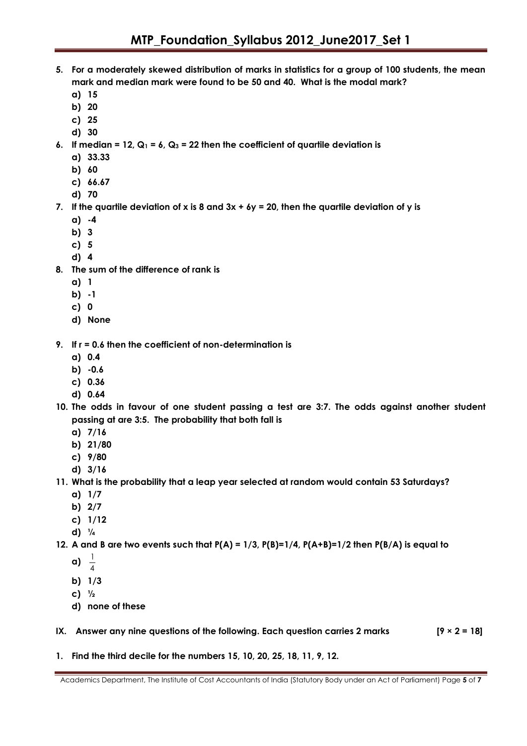5. **For a moderately skewed distribution of marks in statistics for a group of 100 students, the mean mark and median mark were found to be 50 and 40. What is the modal mark?**
   a) 15
   b) 20
   c) 25
   d) 30

6. **If median = 12, $Q_1$ = 6, $Q_3$ = 22 then the coefficient of quartile deviation is**
   a) 33.33
   b) 60
   c) 66.67
   d) 70

7. **If the quartile deviation of x is 8 and 3x + 6y = 20, then the quartile deviation of y is**
   a) -4
   b) 3
   c) 5
   d) 4

8. **The sum of the difference of rank is**
   a) 1
   b) -1
   c) 0
   d) None

9. **If r = 0.6 then the coefficient of non-determination is**
   a) 0.4
   b) -0.6
   c) 0.36
   d) 0.64

10. **The odds in favour of one student passing a test are 3:7. The odds against another student passing at are 3:5. The probability that both fall is**
    a) 7/16
    b) 21/80
    c) 9/80
    d) 3/16

11. **What is the probability that a leap year selected at random would contain 53 Saturdays?**
    a) 1/7
    b) 2/7
    c) 1/12
    d) ¼

12. **A and B are two events such that P(A) = 1/3, P(B)=1/4, P(A+B)=1/2 then P(B/A) is equal to**
    a) $\frac{1}{4}$
    b) 1/3
    c) ½
    d) none of these

**IX. Answer any nine questions of the following. Each question carries 2 marks [9 × 2 = 18]**

1. **Find the third decile for the numbers 15, 10, 20, 25, 18, 11, 9, 12.**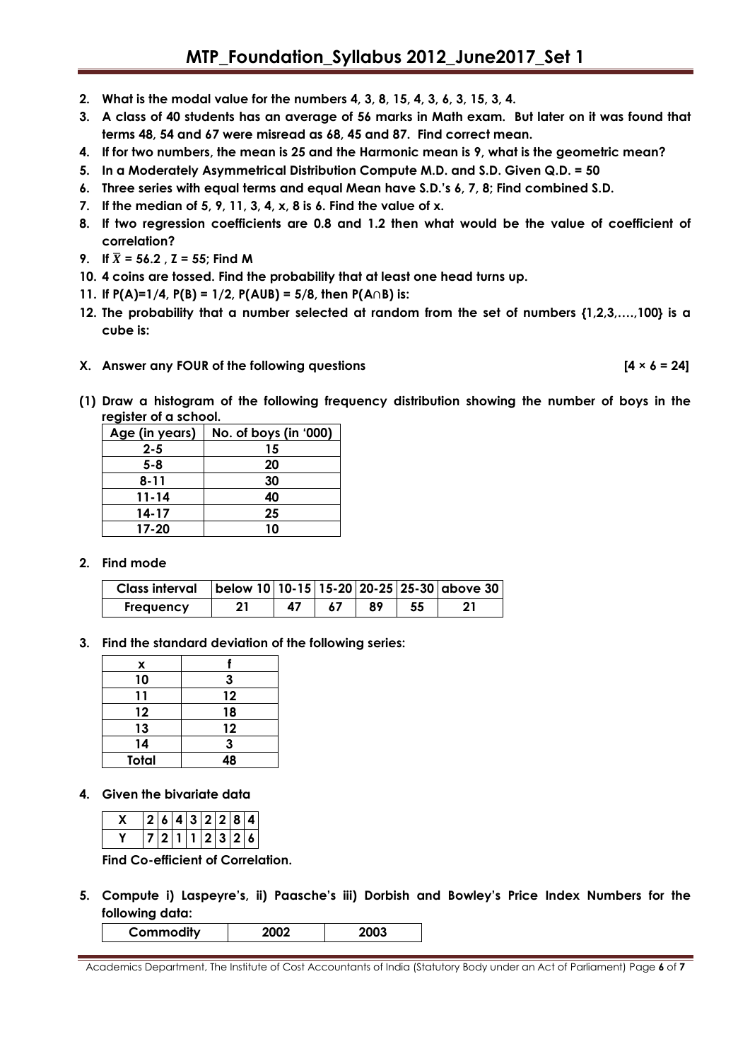2. **What is the modal value for the numbers 4, 3, 8, 15, 4, 3, 6, 3, 15, 3, 4.**
3. **A class of 40 students has an average of 56 marks in Math exam. But later on it was found that terms 48, 54 and 67 were misread as 68, 45 and 87. Find correct mean.**
4. **If for two numbers, the mean is 25 and the Harmonic mean is 9, what is the geometric mean?**
5. **In a Moderately Asymmetrical Distribution Compute M.D. and S.D. Given Q.D. = 50**
6. **Three series with equal terms and equal Mean have S.D.'s 6, 7, 8; Find combined S.D.**
7. **If the median of 5, 9, 11, 3, 4, x, 8 is 6. Find the value of x.**
8. **If two regression coefficients are 0.8 and 1.2 then what would be the value of coefficient of correlation?**
9. **If $\bar{X}$ = 56.2 , Z = 55; Find M**
10. **4 coins are tossed. Find the probability that at least one head turns up.**
11. **If P(A)=1/4, P(B) = 1/2, P(AUB) = 5/8, then P(A∩B) is:**
12. **The probability that a number selected at random from the set of numbers {1,2,3,….,100} is a cube is:**

**X. Answer any FOUR of the following questions [4 × 6 = 24]**

**(1) Draw a histogram of the following frequency distribution showing the number of boys in the register of a school.**

| Age (in years) | No. of boys (in '000) |
|---|---|
| 2-5 | 15 |
| 5-8 | 20 |
| 8-11 | 30 |
| 11-14 | 40 |
| 14-17 | 25 |
| 17-20 | 10 |

**2. Find mode**

| Class interval | below 10 | 10-15 | 15-20 | 20-25 | 25-30 | above 30 |
|---|---|---|---|---|---|---|
| Frequency | 21 | 47 | 67 | 89 | 55 | 21 |

**3. Find the standard deviation of the following series:**

| x | f |
|---|---|
| 10 | 3 |
| 11 | 12 |
| 12 | 18 |
| 13 | 12 |
| 14 | 3 |
| Total | 48 |

**4. Given the bivariate data**

| X | 2 | 6 | 4 | 3 | 2 | 2 | 8 | 4 |
|---|---|---|---|---|---|---|---|---|
| Y | 7 | 2 | 1 | 1 | 2 | 3 | 2 | 6 |

**Find Co-efficient of Correlation.**

**5. Compute i) Laspeyre's, ii) Paasche's iii) Dorbish and Bowley's Price Index Numbers for the following data:**

| Commodity | 2002 | 2003 |
|---|---|---|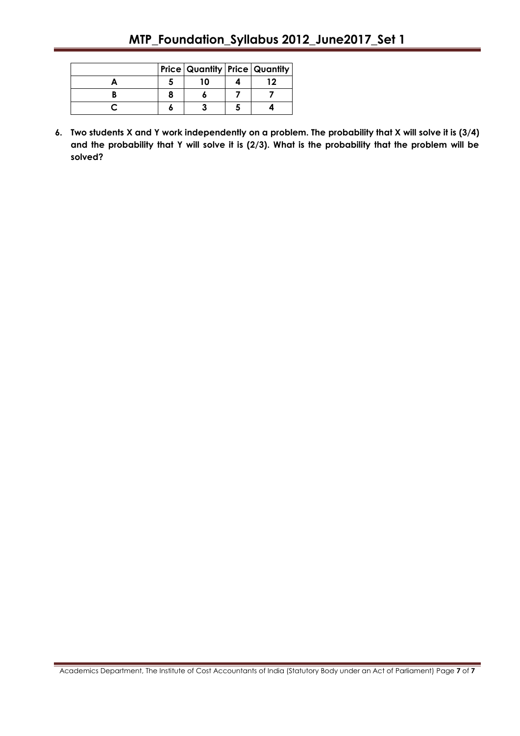| | Price | Quantity | Price | Quantity |
|---|---|---|---|---|
| A | 5 | 10 | 4 | 12 |
| B | 8 | 6 | 7 | 7 |
| C | 6 | 3 | 5 | 4 |

**6. Two students X and Y work independently on a problem. The probability that X will solve it is (3/4) and the probability that Y will solve it is (2/3). What is the probability that the problem will be solved?**